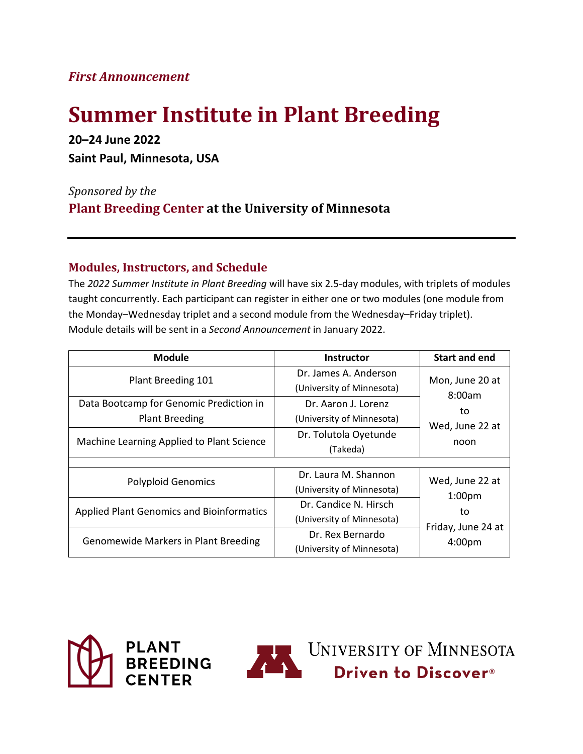*First Announcement*

# Summer Institute in Plant Breeding

**20–24 June 2022**

**Saint Paul, Minnesota, USA**

*Sponsored by the*

**Plant Breeding Center at the University of Minnesota**

---

## Modules, Instructors, and Schedule

The *2022 Summer Institute in Plant Breeding* will have six 2.5-day modules, with triplets of modules taught concurrently. Each participant can register in either one or two modules (one module from the Monday–Wednesday triplet and a second module from the Wednesday–Friday triplet). Module details will be sent in a *Second Announcement* in January 2022.

| Module | Instructor | Start and end |
|---|---|---|
| Plant Breeding 101 | Dr. James A. Anderson (University of Minnesota) | Mon, June 20 at 8:00am to Wed, June 22 at noon |
| Data Bootcamp for Genomic Prediction in Plant Breeding | Dr. Aaron J. Lorenz (University of Minnesota) | |
| Machine Learning Applied to Plant Science | Dr. Tolutola Oyetunde (Takeda) | |
| | | |
| Polyploid Genomics | Dr. Laura M. Shannon (University of Minnesota) | Wed, June 22 at 1:00pm to Friday, June 24 at 4:00pm |
| Applied Plant Genomics and Bioinformatics | Dr. Candice N. Hirsch (University of Minnesota) | |
| Genomewide Markers in Plant Breeding | Dr. Rex Bernardo (University of Minnesota) | |

PLANT BREEDING CENTER

UNIVERSITY OF MINNESOTA
Driven to Discover®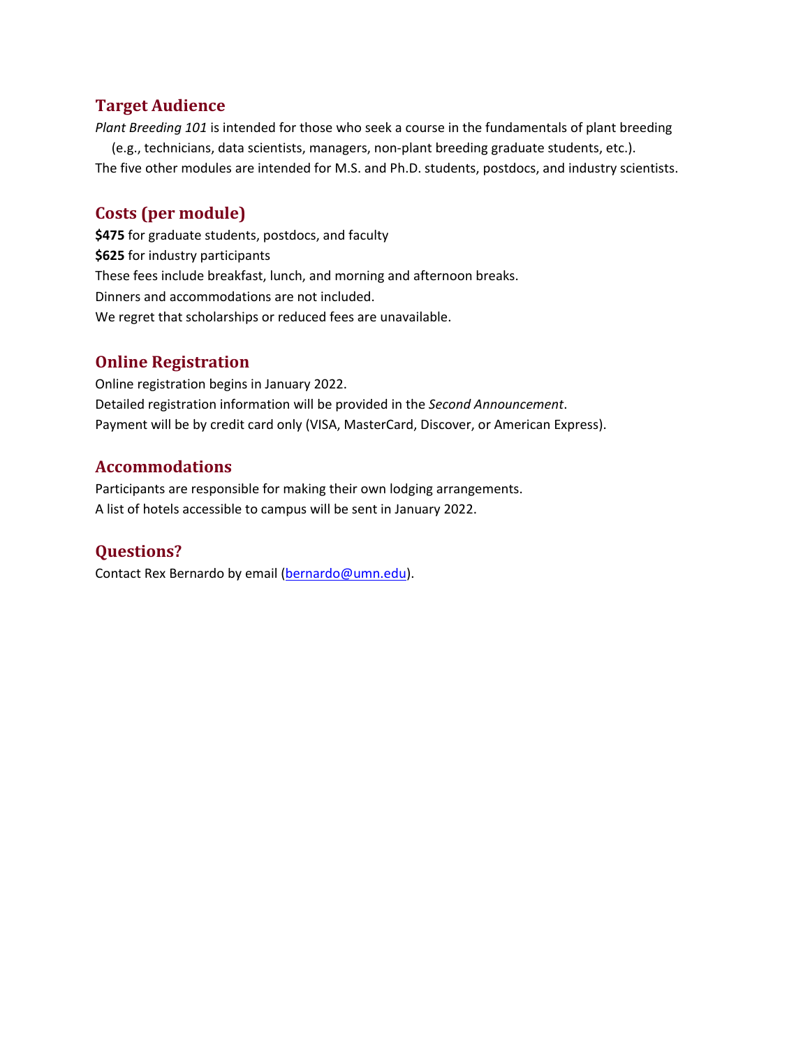## Target Audience

*Plant Breeding 101* is intended for those who seek a course in the fundamentals of plant breeding (e.g., technicians, data scientists, managers, non-plant breeding graduate students, etc.).
The five other modules are intended for M.S. and Ph.D. students, postdocs, and industry scientists.

## Costs (per module)

**$475** for graduate students, postdocs, and faculty
**$625** for industry participants
These fees include breakfast, lunch, and morning and afternoon breaks.
Dinners and accommodations are not included.
We regret that scholarships or reduced fees are unavailable.

## Online Registration

Online registration begins in January 2022.
Detailed registration information will be provided in the *Second Announcement*.
Payment will be by credit card only (VISA, MasterCard, Discover, or American Express).

## Accommodations

Participants are responsible for making their own lodging arrangements.
A list of hotels accessible to campus will be sent in January 2022.

## Questions?

Contact Rex Bernardo by email (bernardo@umn.edu).